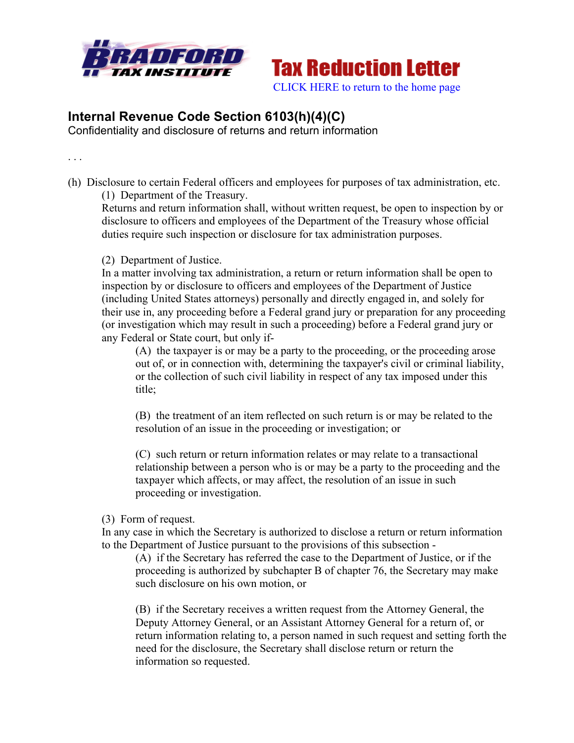Bradford Tax Institute

Tax Reduction Letter

CLICK HERE to return to the home page

## Internal Revenue Code Section 6103(h)(4)(C)

Confidentiality and disclosure of returns and return information

. . .

(h) Disclosure to certain Federal officers and employees for purposes of tax administration, etc.

(1) Department of the Treasury.

Returns and return information shall, without written request, be open to inspection by or disclosure to officers and employees of the Department of the Treasury whose official duties require such inspection or disclosure for tax administration purposes.

(2) Department of Justice.

In a matter involving tax administration, a return or return information shall be open to inspection by or disclosure to officers and employees of the Department of Justice (including United States attorneys) personally and directly engaged in, and solely for their use in, any proceeding before a Federal grand jury or preparation for any proceeding (or investigation which may result in such a proceeding) before a Federal grand jury or any Federal or State court, but only if-

(A) the taxpayer is or may be a party to the proceeding, or the proceeding arose out of, or in connection with, determining the taxpayer's civil or criminal liability, or the collection of such civil liability in respect of any tax imposed under this title;

(B) the treatment of an item reflected on such return is or may be related to the resolution of an issue in the proceeding or investigation; or

(C) such return or return information relates or may relate to a transactional relationship between a person who is or may be a party to the proceeding and the taxpayer which affects, or may affect, the resolution of an issue in such proceeding or investigation.

(3) Form of request.

In any case in which the Secretary is authorized to disclose a return or return information to the Department of Justice pursuant to the provisions of this subsection -

(A) if the Secretary has referred the case to the Department of Justice, or if the proceeding is authorized by subchapter B of chapter 76, the Secretary may make such disclosure on his own motion, or

(B) if the Secretary receives a written request from the Attorney General, the Deputy Attorney General, or an Assistant Attorney General for a return of, or return information relating to, a person named in such request and setting forth the need for the disclosure, the Secretary shall disclose return or return the information so requested.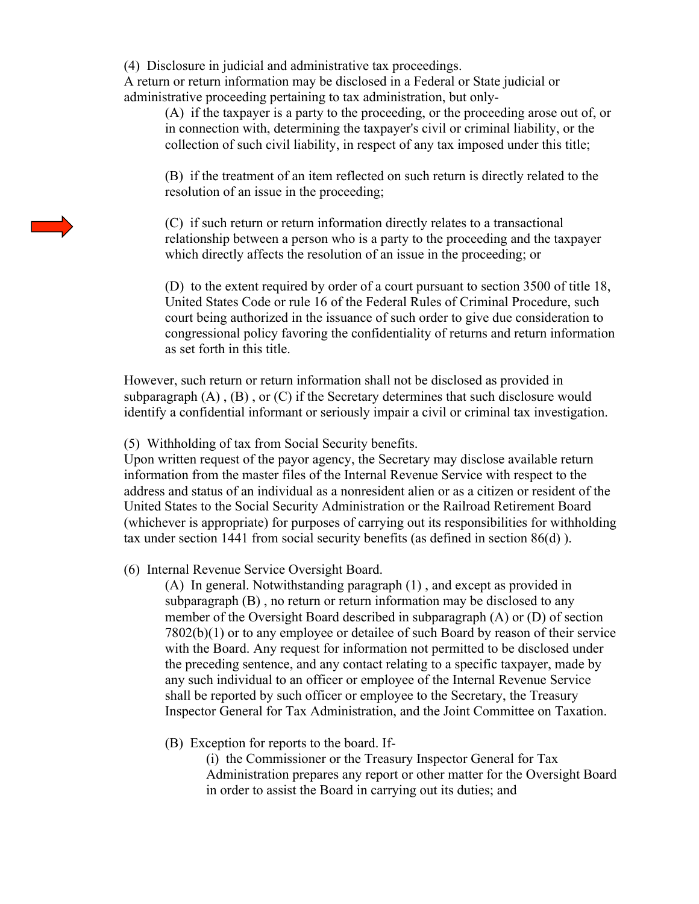(4) Disclosure in judicial and administrative tax proceedings.
A return or return information may be disclosed in a Federal or State judicial or administrative proceeding pertaining to tax administration, but only-

(A) if the taxpayer is a party to the proceeding, or the proceeding arose out of, or in connection with, determining the taxpayer's civil or criminal liability, or the collection of such civil liability, in respect of any tax imposed under this title;

(B) if the treatment of an item reflected on such return is directly related to the resolution of an issue in the proceeding;

(C) if such return or return information directly relates to a transactional relationship between a person who is a party to the proceeding and the taxpayer which directly affects the resolution of an issue in the proceeding; or

(D) to the extent required by order of a court pursuant to section 3500 of title 18, United States Code or rule 16 of the Federal Rules of Criminal Procedure, such court being authorized in the issuance of such order to give due consideration to congressional policy favoring the confidentiality of returns and return information as set forth in this title.

However, such return or return information shall not be disclosed as provided in subparagraph (A) , (B) , or (C) if the Secretary determines that such disclosure would identify a confidential informant or seriously impair a civil or criminal tax investigation.

(5) Withholding of tax from Social Security benefits.
Upon written request of the payor agency, the Secretary may disclose available return information from the master files of the Internal Revenue Service with respect to the address and status of an individual as a nonresident alien or as a citizen or resident of the United States to the Social Security Administration or the Railroad Retirement Board (whichever is appropriate) for purposes of carrying out its responsibilities for withholding tax under section 1441 from social security benefits (as defined in section 86(d) ).

(6) Internal Revenue Service Oversight Board.

(A) In general. Notwithstanding paragraph (1) , and except as provided in subparagraph (B) , no return or return information may be disclosed to any member of the Oversight Board described in subparagraph (A) or (D) of section 7802(b)(1) or to any employee or detailee of such Board by reason of their service with the Board. Any request for information not permitted to be disclosed under the preceding sentence, and any contact relating to a specific taxpayer, made by any such individual to an officer or employee of the Internal Revenue Service shall be reported by such officer or employee to the Secretary, the Treasury Inspector General for Tax Administration, and the Joint Committee on Taxation.

(B) Exception for reports to the board. If-

(i) the Commissioner or the Treasury Inspector General for Tax Administration prepares any report or other matter for the Oversight Board in order to assist the Board in carrying out its duties; and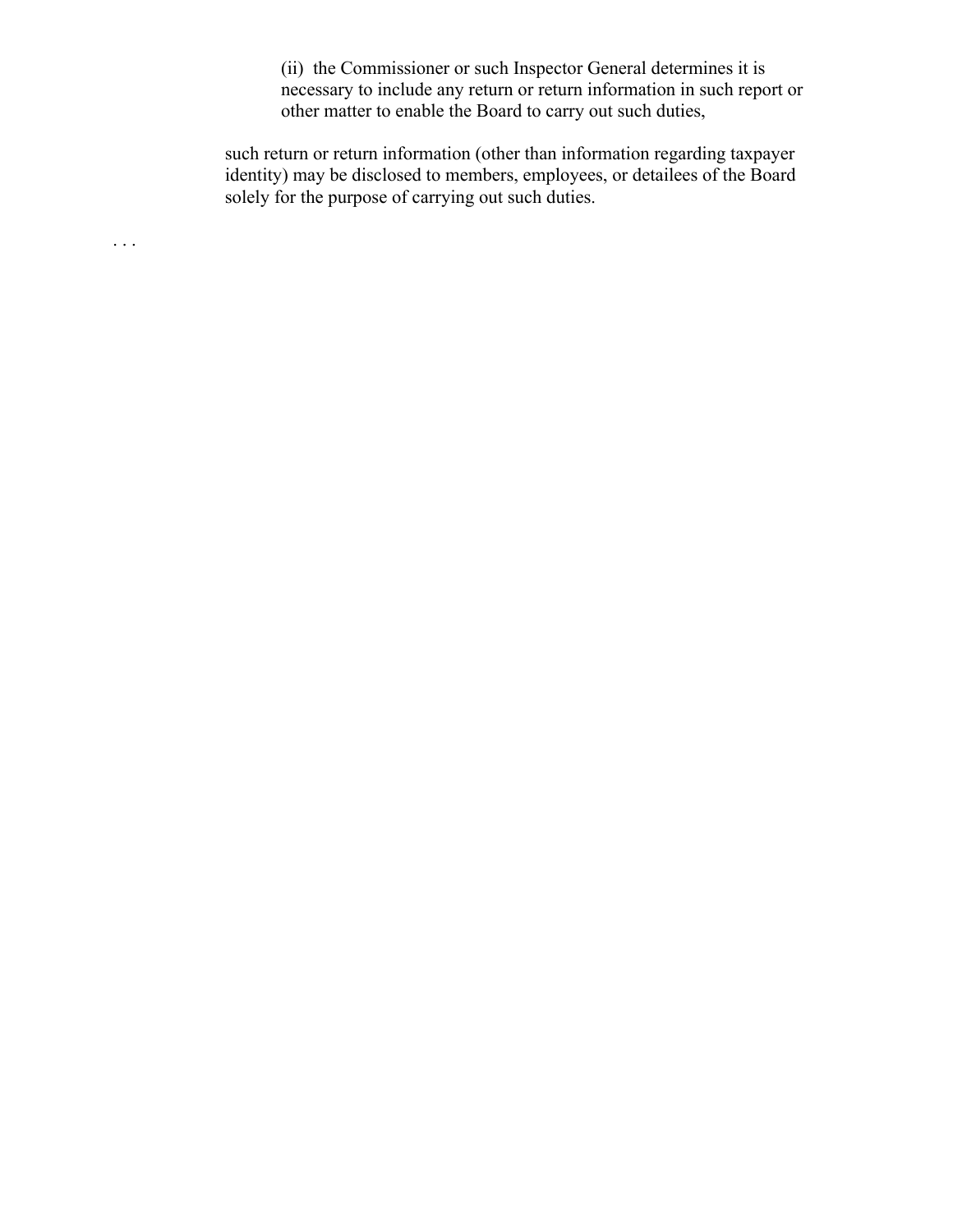(ii) the Commissioner or such Inspector General determines it is necessary to include any return or return information in such report or other matter to enable the Board to carry out such duties,

such return or return information (other than information regarding taxpayer identity) may be disclosed to members, employees, or detailees of the Board solely for the purpose of carrying out such duties.

. . .